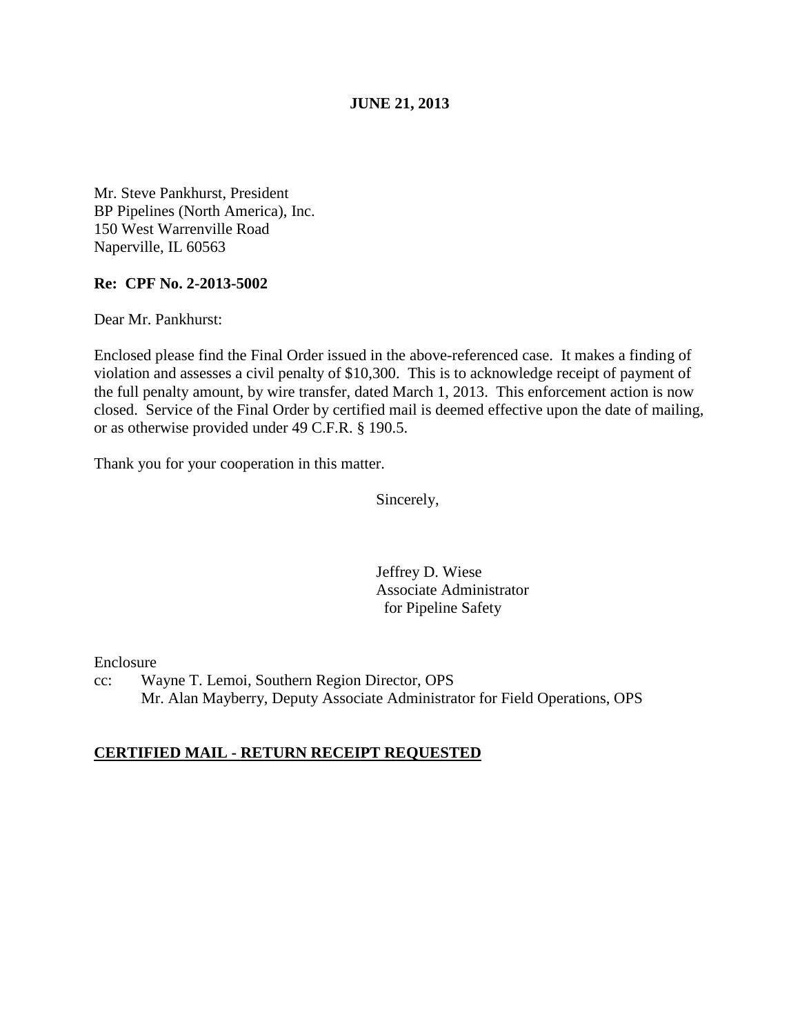**JUNE 21, 2013**

Mr. Steve Pankhurst, President
BP Pipelines (North America), Inc.
150 West Warrenville Road
Naperville, IL 60563

**Re: CPF No. 2-2013-5002**

Dear Mr. Pankhurst:

Enclosed please find the Final Order issued in the above-referenced case. It makes a finding of violation and assesses a civil penalty of $10,300. This is to acknowledge receipt of payment of the full penalty amount, by wire transfer, dated March 1, 2013. This enforcement action is now closed. Service of the Final Order by certified mail is deemed effective upon the date of mailing, or as otherwise provided under 49 C.F.R. § 190.5.

Thank you for your cooperation in this matter.

Sincerely,

Jeffrey D. Wiese
Associate Administrator
for Pipeline Safety

Enclosure

cc: Wayne T. Lemoi, Southern Region Director, OPS
Mr. Alan Mayberry, Deputy Associate Administrator for Field Operations, OPS

**CERTIFIED MAIL - RETURN RECEIPT REQUESTED**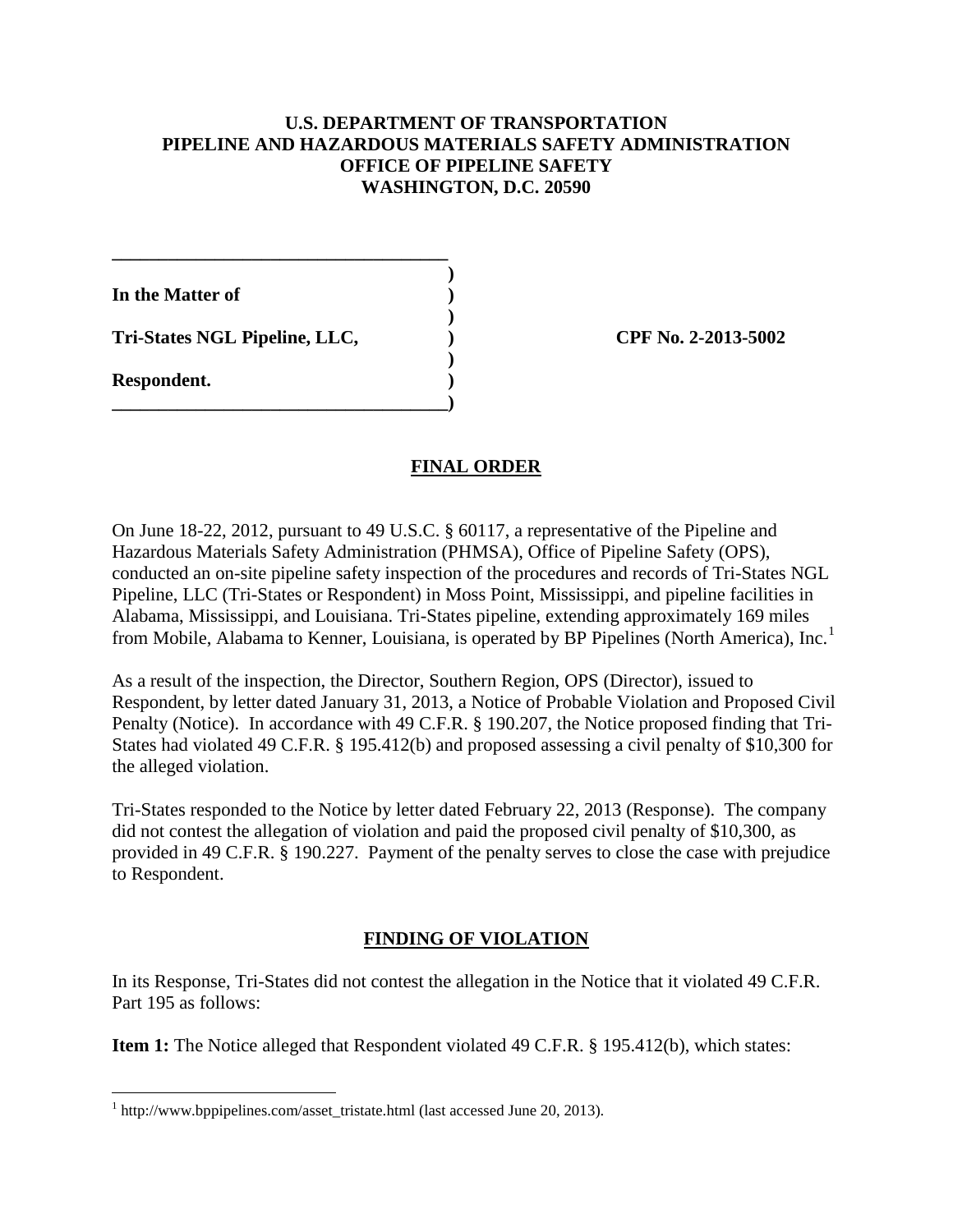**U.S. DEPARTMENT OF TRANSPORTATION**
**PIPELINE AND HAZARDOUS MATERIALS SAFETY ADMINISTRATION**
**OFFICE OF PIPELINE SAFETY**
**WASHINGTON, D.C. 20590**

**In the Matter of**

**Tri-States NGL Pipeline, LLC,**

**Respondent.**

**CPF No. 2-2013-5002**

## FINAL ORDER

On June 18-22, 2012, pursuant to 49 U.S.C. § 60117, a representative of the Pipeline and Hazardous Materials Safety Administration (PHMSA), Office of Pipeline Safety (OPS), conducted an on-site pipeline safety inspection of the procedures and records of Tri-States NGL Pipeline, LLC (Tri-States or Respondent) in Moss Point, Mississippi, and pipeline facilities in Alabama, Mississippi, and Louisiana. Tri-States pipeline, extending approximately 169 miles from Mobile, Alabama to Kenner, Louisiana, is operated by BP Pipelines (North America), Inc.[1]

As a result of the inspection, the Director, Southern Region, OPS (Director), issued to Respondent, by letter dated January 31, 2013, a Notice of Probable Violation and Proposed Civil Penalty (Notice). In accordance with 49 C.F.R. § 190.207, the Notice proposed finding that Tri-States had violated 49 C.F.R. § 195.412(b) and proposed assessing a civil penalty of $10,300 for the alleged violation.

Tri-States responded to the Notice by letter dated February 22, 2013 (Response). The company did not contest the allegation of violation and paid the proposed civil penalty of $10,300, as provided in 49 C.F.R. § 190.227. Payment of the penalty serves to close the case with prejudice to Respondent.

## FINDING OF VIOLATION

In its Response, Tri-States did not contest the allegation in the Notice that it violated 49 C.F.R. Part 195 as follows:

**Item 1:** The Notice alleged that Respondent violated 49 C.F.R. § 195.412(b), which states:

[1] http://www.bppipelines.com/asset_tristate.html (last accessed June 20, 2013).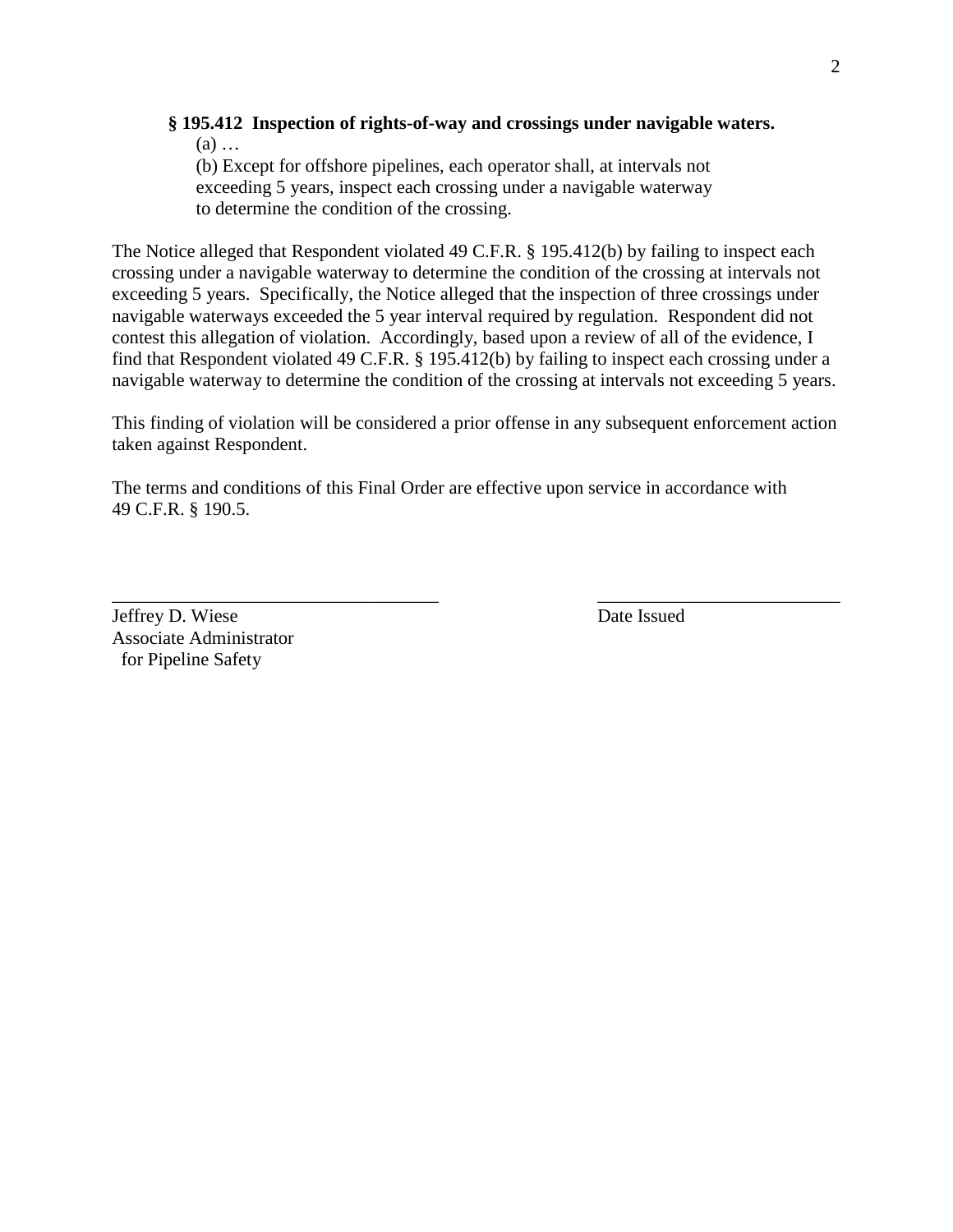**§ 195.412 Inspection of rights-of-way and crossings under navigable waters.**

(a) …

(b) Except for offshore pipelines, each operator shall, at intervals not exceeding 5 years, inspect each crossing under a navigable waterway to determine the condition of the crossing.

The Notice alleged that Respondent violated 49 C.F.R. § 195.412(b) by failing to inspect each crossing under a navigable waterway to determine the condition of the crossing at intervals not exceeding 5 years. Specifically, the Notice alleged that the inspection of three crossings under navigable waterways exceeded the 5 year interval required by regulation. Respondent did not contest this allegation of violation. Accordingly, based upon a review of all of the evidence, I find that Respondent violated 49 C.F.R. § 195.412(b) by failing to inspect each crossing under a navigable waterway to determine the condition of the crossing at intervals not exceeding 5 years.

This finding of violation will be considered a prior offense in any subsequent enforcement action taken against Respondent.

The terms and conditions of this Final Order are effective upon service in accordance with 49 C.F.R. § 190.5.

\_\_\_\_\_\_\_\_\_\_\_\_\_\_\_\_\_\_\_\_\_\_\_\_\_\_\_\_\_\_\_\_\_\_\_\_

Jeffrey D. Wiese
Associate Administrator
for Pipeline Safety

\_\_\_\_\_\_\_\_\_\_\_\_\_\_\_\_\_\_\_\_\_\_\_\_\_\_\_\_

Date Issued